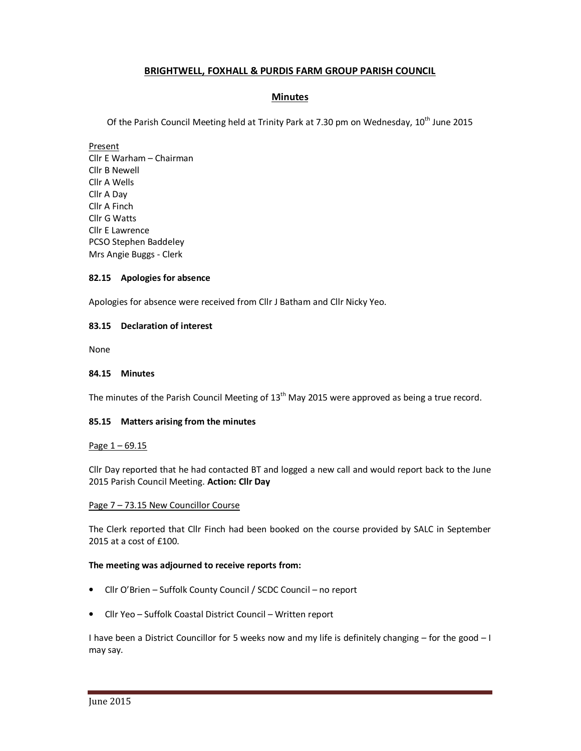# BRIGHTWELL, FOXHALL & PURDIS FARM GROUP PARISH COUNCIL

## Minutes

Of the Parish Council Meeting held at Trinity Park at 7.30 pm on Wednesday, 10th June 2015

Present
Cllr E Warham – Chairman
Cllr B Newell
Cllr A Wells
Cllr A Day
Cllr A Finch
Cllr G Watts
Cllr E Lawrence
PCSO Stephen Baddeley
Mrs Angie Buggs - Clerk

**82.15 Apologies for absence**

Apologies for absence were received from Cllr J Batham and Cllr Nicky Yeo.

**83.15 Declaration of interest**

None

**84.15 Minutes**

The minutes of the Parish Council Meeting of 13th May 2015 were approved as being a true record.

**85.15 Matters arising from the minutes**

Page 1 – 69.15

Cllr Day reported that he had contacted BT and logged a new call and would report back to the June 2015 Parish Council Meeting. **Action: Cllr Day**

Page 7 – 73.15 New Councillor Course

The Clerk reported that Cllr Finch had been booked on the course provided by SALC in September 2015 at a cost of £100.

**The meeting was adjourned to receive reports from:**

- Cllr O'Brien – Suffolk County Council / SCDC Council – no report
- Cllr Yeo – Suffolk Coastal District Council – Written report

I have been a District Councillor for 5 weeks now and my life is definitely changing – for the good – I may say.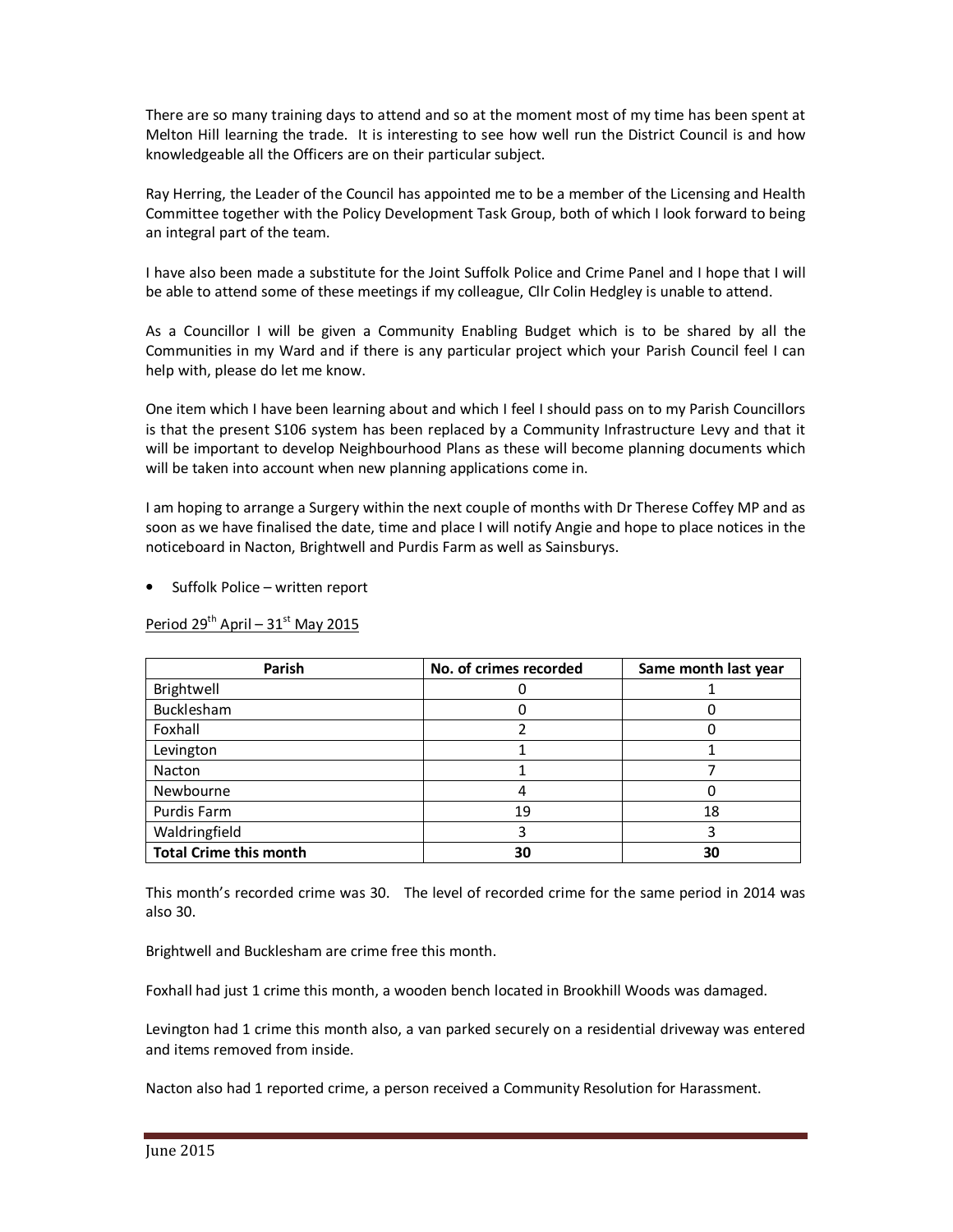There are so many training days to attend and so at the moment most of my time has been spent at Melton Hill learning the trade. It is interesting to see how well run the District Council is and how knowledgeable all the Officers are on their particular subject.

Ray Herring, the Leader of the Council has appointed me to be a member of the Licensing and Health Committee together with the Policy Development Task Group, both of which I look forward to being an integral part of the team.

I have also been made a substitute for the Joint Suffolk Police and Crime Panel and I hope that I will be able to attend some of these meetings if my colleague, Cllr Colin Hedgley is unable to attend.

As a Councillor I will be given a Community Enabling Budget which is to be shared by all the Communities in my Ward and if there is any particular project which your Parish Council feel I can help with, please do let me know.

One item which I have been learning about and which I feel I should pass on to my Parish Councillors is that the present S106 system has been replaced by a Community Infrastructure Levy and that it will be important to develop Neighbourhood Plans as these will become planning documents which will be taken into account when new planning applications come in.

I am hoping to arrange a Surgery within the next couple of months with Dr Therese Coffey MP and as soon as we have finalised the date, time and place I will notify Angie and hope to place notices in the noticeboard in Nacton, Brightwell and Purdis Farm as well as Sainsburys.

- Suffolk Police – written report

Period 29th April – 31st May 2015

| Parish | No. of crimes recorded | Same month last year |
|---|---|---|
| Brightwell | 0 | 1 |
| Bucklesham | 0 | 0 |
| Foxhall | 2 | 0 |
| Levington | 1 | 1 |
| Nacton | 1 | 7 |
| Newbourne | 4 | 0 |
| Purdis Farm | 19 | 18 |
| Waldringfield | 3 | 3 |
| **Total Crime this month** | **30** | **30** |

This month's recorded crime was 30. The level of recorded crime for the same period in 2014 was also 30.

Brightwell and Bucklesham are crime free this month.

Foxhall had just 1 crime this month, a wooden bench located in Brookhill Woods was damaged.

Levington had 1 crime this month also, a van parked securely on a residential driveway was entered and items removed from inside.

Nacton also had 1 reported crime, a person received a Community Resolution for Harassment.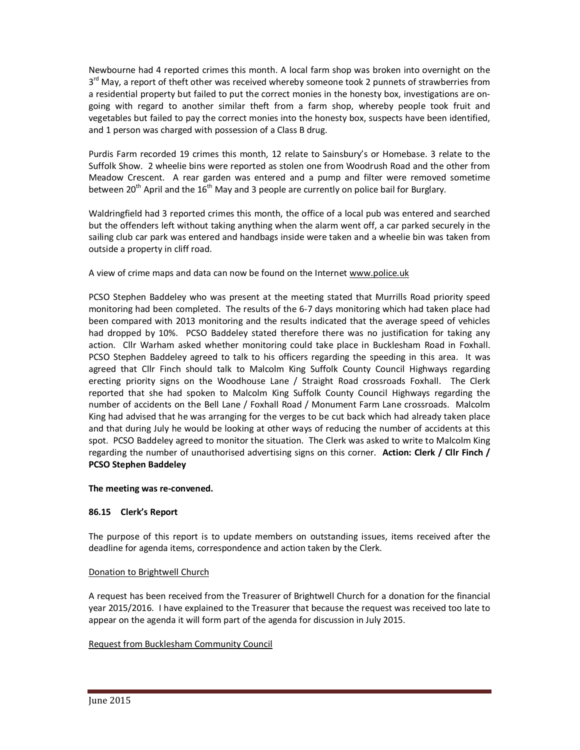Newbourne had 4 reported crimes this month. A local farm shop was broken into overnight on the 3rd May, a report of theft other was received whereby someone took 2 punnets of strawberries from a residential property but failed to put the correct monies in the honesty box, investigations are ongoing with regard to another similar theft from a farm shop, whereby people took fruit and vegetables but failed to pay the correct monies into the honesty box, suspects have been identified, and 1 person was charged with possession of a Class B drug.

Purdis Farm recorded 19 crimes this month, 12 relate to Sainsbury's or Homebase. 3 relate to the Suffolk Show. 2 wheelie bins were reported as stolen one from Woodrush Road and the other from Meadow Crescent. A rear garden was entered and a pump and filter were removed sometime between 20th April and the 16th May and 3 people are currently on police bail for Burglary.

Waldringfield had 3 reported crimes this month, the office of a local pub was entered and searched but the offenders left without taking anything when the alarm went off, a car parked securely in the sailing club car park was entered and handbags inside were taken and a wheelie bin was taken from outside a property in cliff road.

A view of crime maps and data can now be found on the Internet www.police.uk

PCSO Stephen Baddeley who was present at the meeting stated that Murrills Road priority speed monitoring had been completed. The results of the 6-7 days monitoring which had taken place had been compared with 2013 monitoring and the results indicated that the average speed of vehicles had dropped by 10%. PCSO Baddeley stated therefore there was no justification for taking any action. Cllr Warham asked whether monitoring could take place in Bucklesham Road in Foxhall. PCSO Stephen Baddeley agreed to talk to his officers regarding the speeding in this area. It was agreed that Cllr Finch should talk to Malcolm King Suffolk County Council Highways regarding erecting priority signs on the Woodhouse Lane / Straight Road crossroads Foxhall. The Clerk reported that she had spoken to Malcolm King Suffolk County Council Highways regarding the number of accidents on the Bell Lane / Foxhall Road / Monument Farm Lane crossroads. Malcolm King had advised that he was arranging for the verges to be cut back which had already taken place and that during July he would be looking at other ways of reducing the number of accidents at this spot. PCSO Baddeley agreed to monitor the situation. The Clerk was asked to write to Malcolm King regarding the number of unauthorised advertising signs on this corner. **Action: Clerk / Cllr Finch / PCSO Stephen Baddeley**

**The meeting was re-convened.**

**86.15 Clerk's Report**

The purpose of this report is to update members on outstanding issues, items received after the deadline for agenda items, correspondence and action taken by the Clerk.

Donation to Brightwell Church

A request has been received from the Treasurer of Brightwell Church for a donation for the financial year 2015/2016. I have explained to the Treasurer that because the request was received too late to appear on the agenda it will form part of the agenda for discussion in July 2015.

Request from Bucklesham Community Council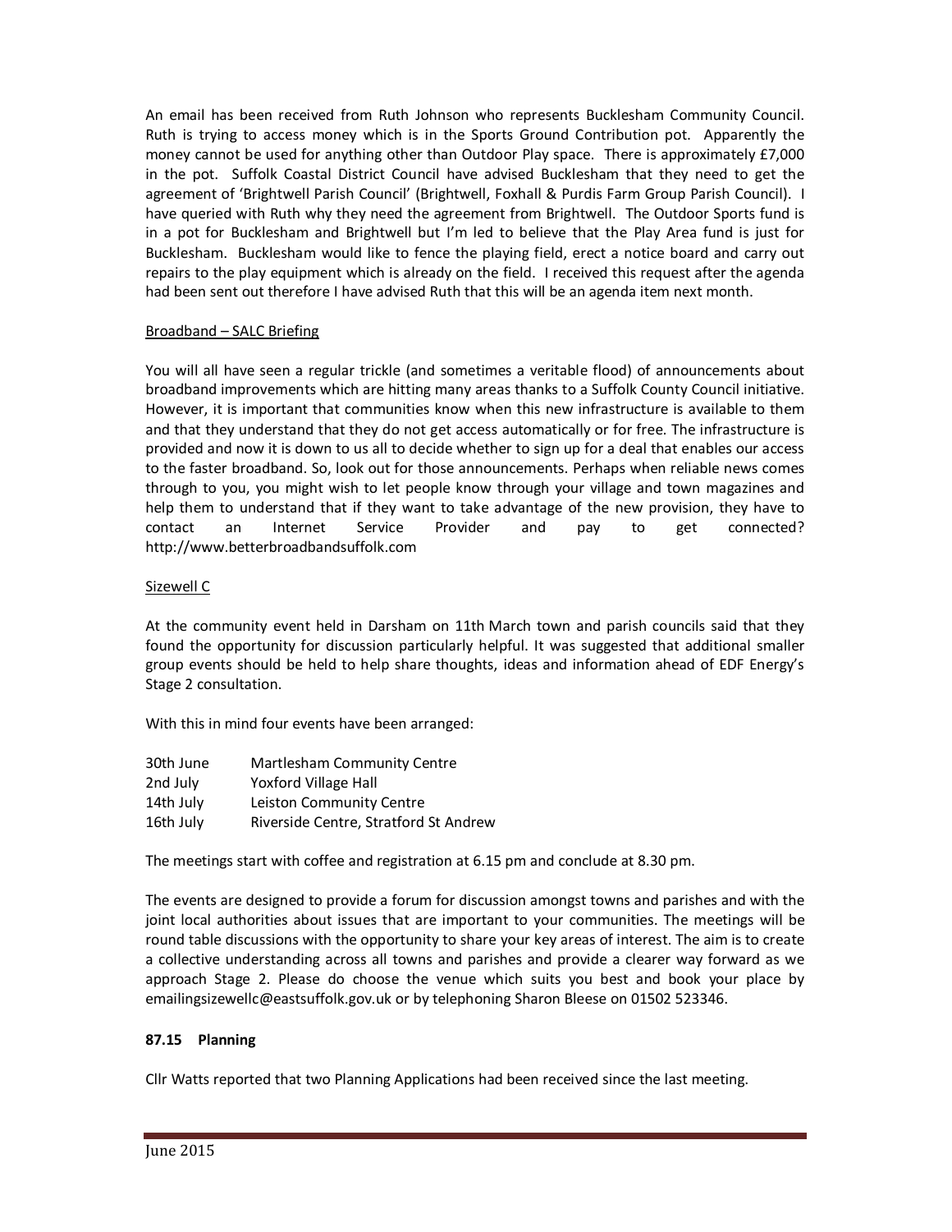An email has been received from Ruth Johnson who represents Bucklesham Community Council. Ruth is trying to access money which is in the Sports Ground Contribution pot. Apparently the money cannot be used for anything other than Outdoor Play space. There is approximately £7,000 in the pot. Suffolk Coastal District Council have advised Bucklesham that they need to get the agreement of 'Brightwell Parish Council' (Brightwell, Foxhall & Purdis Farm Group Parish Council). I have queried with Ruth why they need the agreement from Brightwell. The Outdoor Sports fund is in a pot for Bucklesham and Brightwell but I'm led to believe that the Play Area fund is just for Bucklesham. Bucklesham would like to fence the playing field, erect a notice board and carry out repairs to the play equipment which is already on the field. I received this request after the agenda had been sent out therefore I have advised Ruth that this will be an agenda item next month.

<u>Broadband – SALC Briefing</u>

You will all have seen a regular trickle (and sometimes a veritable flood) of announcements about broadband improvements which are hitting many areas thanks to a Suffolk County Council initiative. However, it is important that communities know when this new infrastructure is available to them and that they understand that they do not get access automatically or for free. The infrastructure is provided and now it is down to us all to decide whether to sign up for a deal that enables our access to the faster broadband. So, look out for those announcements. Perhaps when reliable news comes through to you, you might wish to let people know through your village and town magazines and help them to understand that if they want to take advantage of the new provision, they have to contact an Internet Service Provider and pay to get connected? http://www.betterbroadbandsuffolk.com

<u>Sizewell C</u>

At the community event held in Darsham on 11th March town and parish councils said that they found the opportunity for discussion particularly helpful. It was suggested that additional smaller group events should be held to help share thoughts, ideas and information ahead of EDF Energy's Stage 2 consultation.

With this in mind four events have been arranged:

| | |
|---|---|
| 30th June | Martlesham Community Centre |
| 2nd July | Yoxford Village Hall |
| 14th July | Leiston Community Centre |
| 16th July | Riverside Centre, Stratford St Andrew |

The meetings start with coffee and registration at 6.15 pm and conclude at 8.30 pm.

The events are designed to provide a forum for discussion amongst towns and parishes and with the joint local authorities about issues that are important to your communities. The meetings will be round table discussions with the opportunity to share your key areas of interest. The aim is to create a collective understanding across all towns and parishes and provide a clearer way forward as we approach Stage 2. Please do choose the venue which suits you best and book your place by emailingsizewellc@eastsuffolk.gov.uk or by telephoning Sharon Bleese on 01502 523346.

**87.15 Planning**

Cllr Watts reported that two Planning Applications had been received since the last meeting.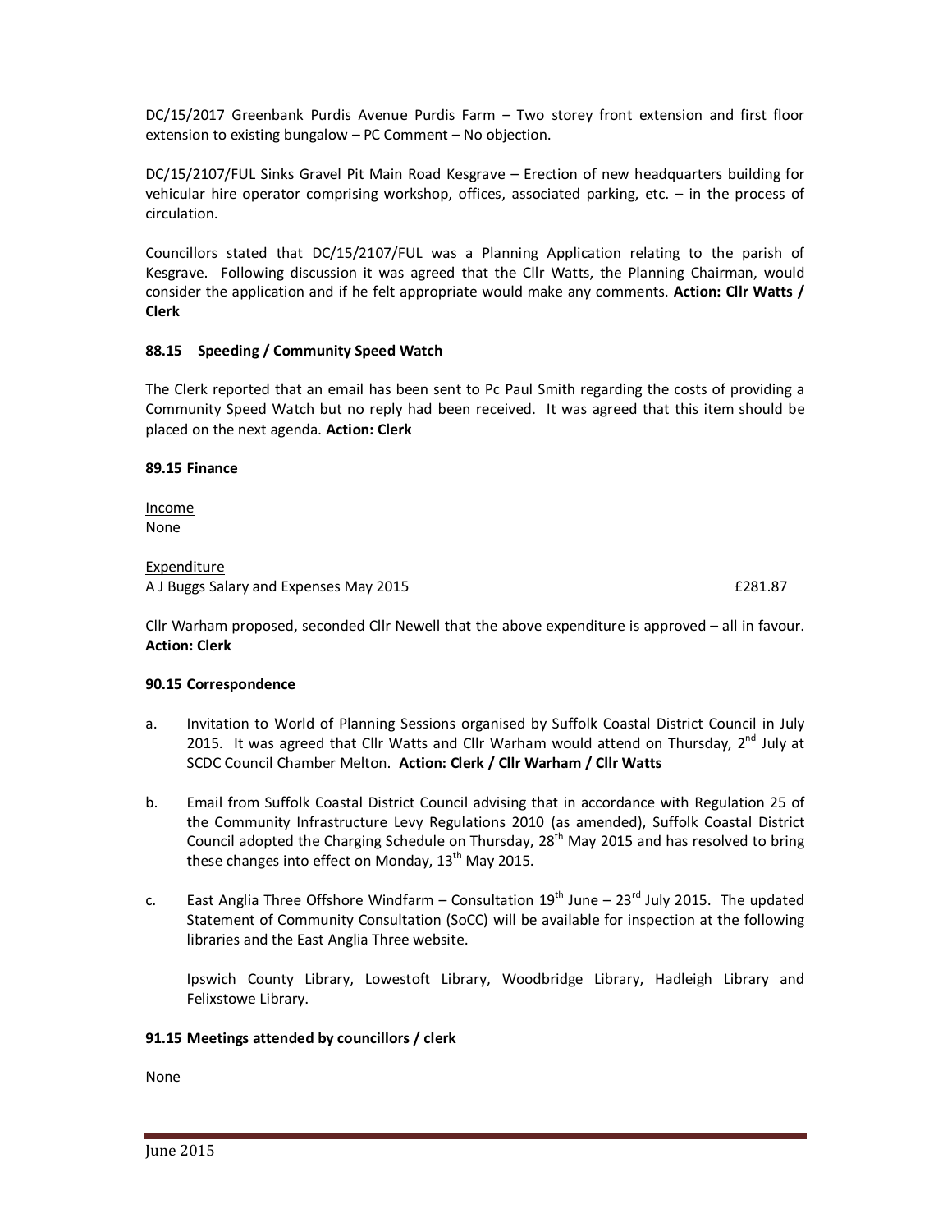DC/15/2017 Greenbank Purdis Avenue Purdis Farm – Two storey front extension and first floor extension to existing bungalow – PC Comment – No objection.

DC/15/2107/FUL Sinks Gravel Pit Main Road Kesgrave – Erection of new headquarters building for vehicular hire operator comprising workshop, offices, associated parking, etc. – in the process of circulation.

Councillors stated that DC/15/2107/FUL was a Planning Application relating to the parish of Kesgrave. Following discussion it was agreed that the Cllr Watts, the Planning Chairman, would consider the application and if he felt appropriate would make any comments. **Action: Cllr Watts / Clerk**

**88.15 Speeding / Community Speed Watch**

The Clerk reported that an email has been sent to Pc Paul Smith regarding the costs of providing a Community Speed Watch but no reply had been received. It was agreed that this item should be placed on the next agenda. **Action: Clerk**

**89.15 Finance**

Income
None

Expenditure
A J Buggs Salary and Expenses May 2015 £281.87

Cllr Warham proposed, seconded Cllr Newell that the above expenditure is approved – all in favour. **Action: Clerk**

**90.15 Correspondence**

a. Invitation to World of Planning Sessions organised by Suffolk Coastal District Council in July 2015. It was agreed that Cllr Watts and Cllr Warham would attend on Thursday, 2nd July at SCDC Council Chamber Melton. **Action: Clerk / Cllr Warham / Cllr Watts**

b. Email from Suffolk Coastal District Council advising that in accordance with Regulation 25 of the Community Infrastructure Levy Regulations 2010 (as amended), Suffolk Coastal District Council adopted the Charging Schedule on Thursday, 28th May 2015 and has resolved to bring these changes into effect on Monday, 13th May 2015.

c. East Anglia Three Offshore Windfarm – Consultation 19th June – 23rd July 2015. The updated Statement of Community Consultation (SoCC) will be available for inspection at the following libraries and the East Anglia Three website.

   Ipswich County Library, Lowestoft Library, Woodbridge Library, Hadleigh Library and Felixstowe Library.

**91.15 Meetings attended by councillors / clerk**

None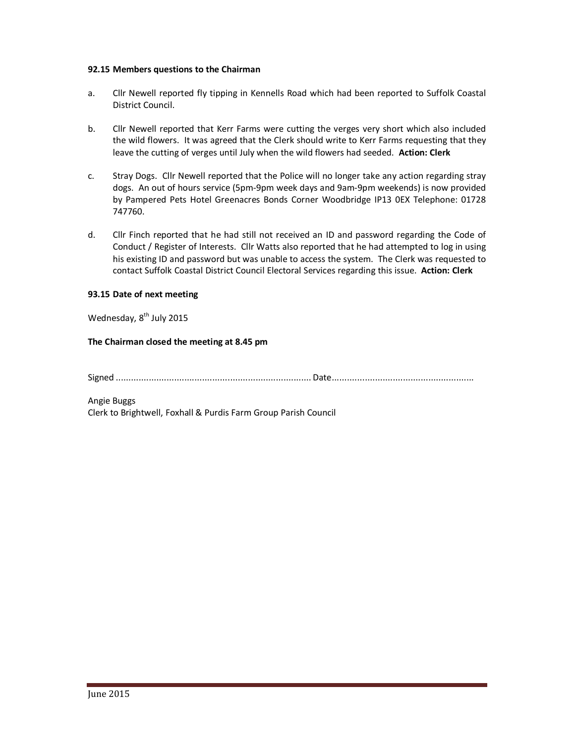**92.15 Members questions to the Chairman**

a. Cllr Newell reported fly tipping in Kennells Road which had been reported to Suffolk Coastal District Council.

b. Cllr Newell reported that Kerr Farms were cutting the verges very short which also included the wild flowers. It was agreed that the Clerk should write to Kerr Farms requesting that they leave the cutting of verges until July when the wild flowers had seeded. **Action: Clerk**

c. Stray Dogs. Cllr Newell reported that the Police will no longer take any action regarding stray dogs. An out of hours service (5pm-9pm week days and 9am-9pm weekends) is now provided by Pampered Pets Hotel Greenacres Bonds Corner Woodbridge IP13 0EX Telephone: 01728 747760.

d. Cllr Finch reported that he had still not received an ID and password regarding the Code of Conduct / Register of Interests. Cllr Watts also reported that he had attempted to log in using his existing ID and password but was unable to access the system. The Clerk was requested to contact Suffolk Coastal District Council Electoral Services regarding this issue. **Action: Clerk**

**93.15 Date of next meeting**

Wednesday, 8th July 2015

**The Chairman closed the meeting at 8.45 pm**

Signed .......................................................................... Date.......................................................

Angie Buggs
Clerk to Brightwell, Foxhall & Purdis Farm Group Parish Council